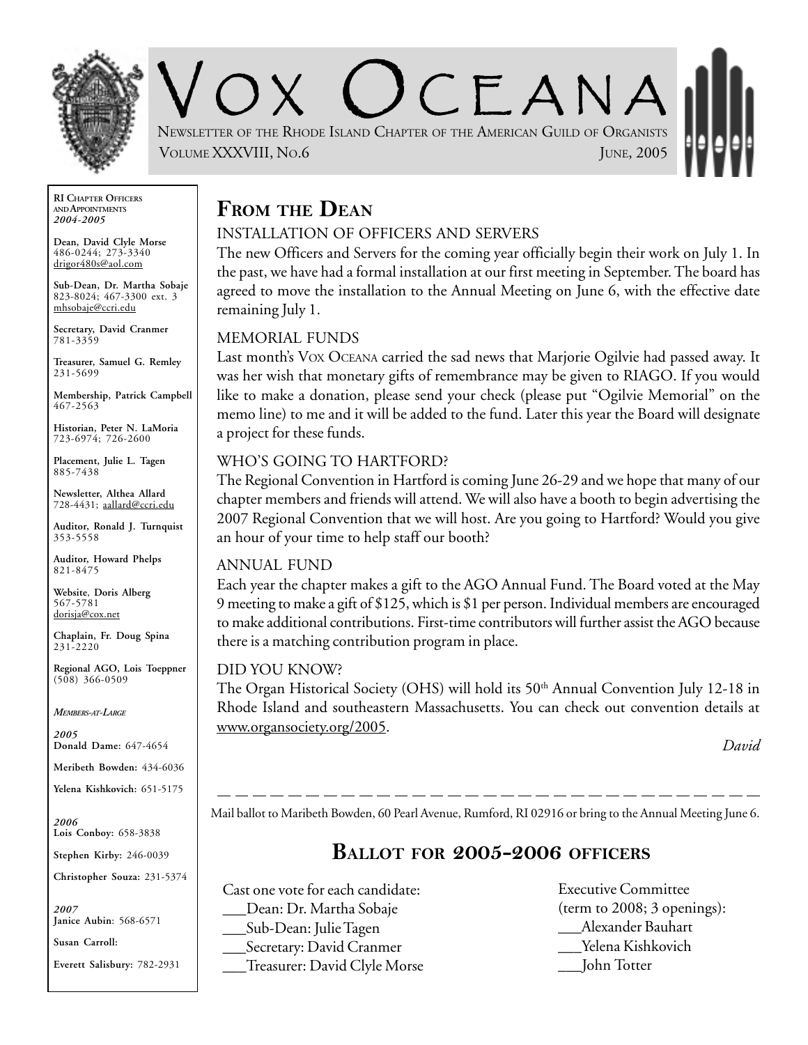# VOX OCEANA

NEWSLETTER OF THE RHODE ISLAND CHAPTER OF THE AMERICAN GUILD OF ORGANISTS

VOLUME XXXVIII, NO.6 — JUNE, 2005

**RI CHAPTER OFFICERS AND APPOINTMENTS**
***2004-2005***

**Dean, David Clyle Morse**
486-0244; 273-3340
drigor480s@aol.com

**Sub-Dean, Dr. Martha Sobaje**
823-8024; 467-3300 ext. 3
mhsobaje@ccri.edu

**Secretary, David Cranmer**
781-3359

**Treasurer, Samuel G. Remley**
231-5699

**Membership, Patrick Campbell**
467-2563

**Historian, Peter N. LaMoria**
723-6974; 726-2600

**Placement, Julie L. Tagen**
885-7438

**Newsletter, Althea Allard**
728-4431; aallard@ccri.edu

**Auditor, Ronald J. Turnquist**
353-5558

**Auditor, Howard Phelps**
821-8475

**Website, Doris Alberg**
567-5781
dorisja@cox.net

**Chaplain, Fr. Doug Spina**
231-2220

**Regional AGO, Lois Toeppner**
(508) 366-0509

***MEMBERS-AT-LARGE***

***2005***
**Donald Dame:** 647-4654

**Meribeth Bowden:** 434-6036

**Yelena Kishkovich:** 651-5175

***2006***
**Lois Conboy:** 658-3838

**Stephen Kirby:** 246-0039

**Christopher Souza:** 231-5374

***2007***
**Janice Aubin**: 568-6571

**Susan Carroll:**

**Everett Salisbury:** 782-2931

## FROM THE DEAN

### INSTALLATION OF OFFICERS AND SERVERS

The new Officers and Servers for the coming year officially begin their work on July 1. In the past, we have had a formal installation at our first meeting in September. The board has agreed to move the installation to the Annual Meeting on June 6, with the effective date remaining July 1.

### MEMORIAL FUNDS

Last month's VOX OCEANA carried the sad news that Marjorie Ogilvie had passed away. It was her wish that monetary gifts of remembrance may be given to RIAGO. If you would like to make a donation, please send your check (please put "Ogilvie Memorial" on the memo line) to me and it will be added to the fund. Later this year the Board will designate a project for these funds.

### WHO'S GOING TO HARTFORD?

The Regional Convention in Hartford is coming June 26-29 and we hope that many of our chapter members and friends will attend. We will also have a booth to begin advertising the 2007 Regional Convention that we will host. Are you going to Hartford? Would you give an hour of your time to help staff our booth?

### ANNUAL FUND

Each year the chapter makes a gift to the AGO Annual Fund. The Board voted at the May 9 meeting to make a gift of $125, which is $1 per person. Individual members are encouraged to make additional contributions. First-time contributors will further assist the AGO because there is a matching contribution program in place.

### DID YOU KNOW?

The Organ Historical Society (OHS) will hold its 50th Annual Convention July 12-18 in Rhode Island and southeastern Massachusetts. You can check out convention details at www.organsociety.org/2005.

*David*

---

Mail ballot to Maribeth Bowden, 60 Pearl Avenue, Rumford, RI 02916 or bring to the Annual Meeting June 6.

## BALLOT FOR 2005-2006 OFFICERS

Cast one vote for each candidate:
\_\_\_Dean: Dr. Martha Sobaje
\_\_\_Sub-Dean: Julie Tagen
\_\_\_Secretary: David Cranmer
\_\_\_Treasurer: David Clyle Morse

Executive Committee
(term to 2008; 3 openings):
\_\_\_Alexander Bauhart
\_\_\_Yelena Kishkovich
\_\_\_John Totter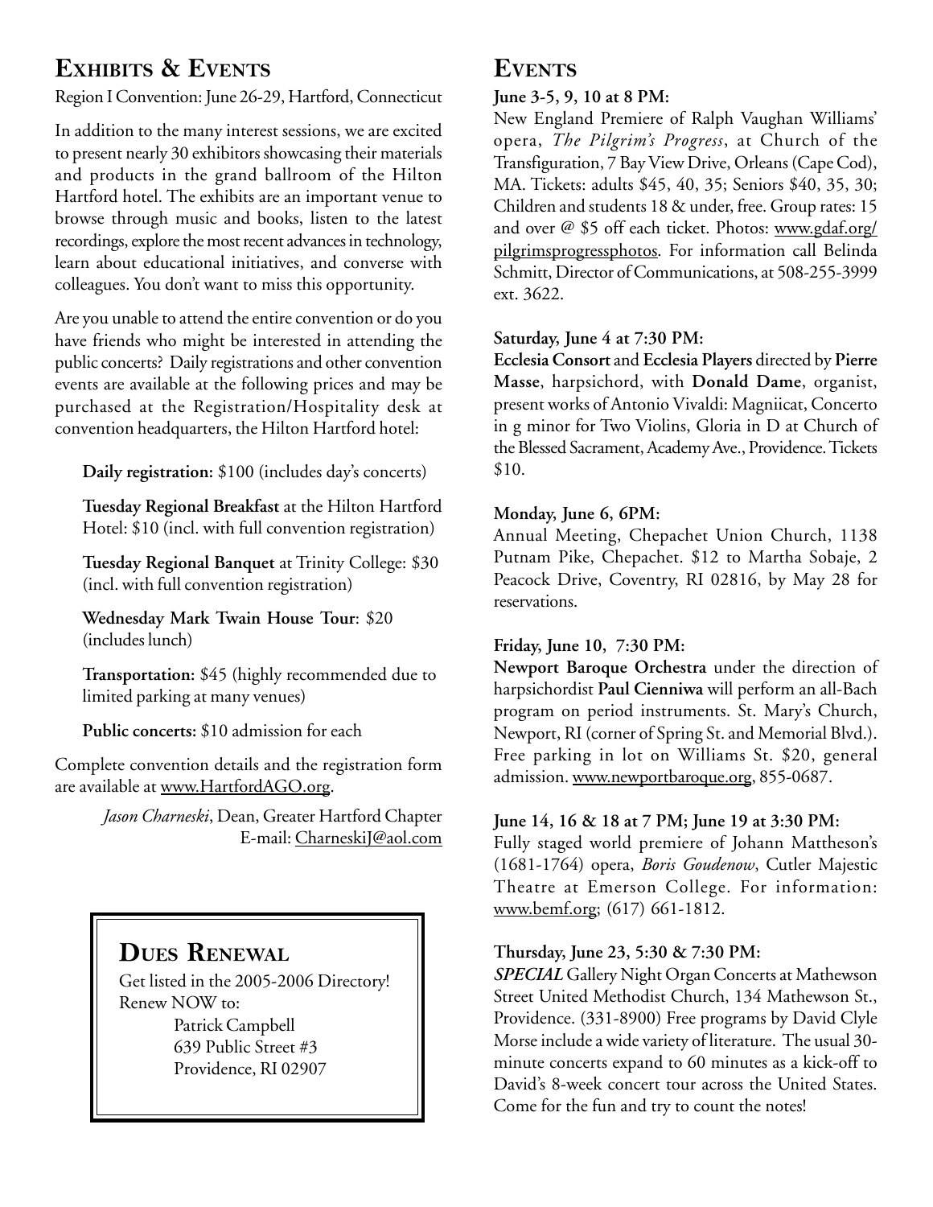## Exhibits & Events

Region I Convention: June 26-29, Hartford, Connecticut

In addition to the many interest sessions, we are excited to present nearly 30 exhibitors showcasing their materials and products in the grand ballroom of the Hilton Hartford hotel. The exhibits are an important venue to browse through music and books, listen to the latest recordings, explore the most recent advances in technology, learn about educational initiatives, and converse with colleagues. You don't want to miss this opportunity.

Are you unable to attend the entire convention or do you have friends who might be interested in attending the public concerts? Daily registrations and other convention events are available at the following prices and may be purchased at the Registration/Hospitality desk at convention headquarters, the Hilton Hartford hotel:

**Daily registration:** $100 (includes day's concerts)

**Tuesday Regional Breakfast** at the Hilton Hartford Hotel: $10 (incl. with full convention registration)

**Tuesday Regional Banquet** at Trinity College: $30 (incl. with full convention registration)

**Wednesday Mark Twain House Tour**: $20 (includes lunch)

**Transportation:** $45 (highly recommended due to limited parking at many venues)

**Public concerts:** $10 admission for each

Complete convention details and the registration form are available at www.HartfordAGO.org.

*Jason Charneski*, Dean, Greater Hartford Chapter
E-mail: CharneskiJ@aol.com

## Dues Renewal

Get listed in the 2005-2006 Directory!
Renew NOW to:

Patrick Campbell
639 Public Street #3
Providence, RI 02907

## Events

**June 3-5, 9, 10 at 8 PM:**
New England Premiere of Ralph Vaughan Williams' opera, *The Pilgrim's Progress*, at Church of the Transfiguration, 7 Bay View Drive, Orleans (Cape Cod), MA. Tickets: adults $45, 40, 35; Seniors $40, 35, 30; Children and students 18 & under, free. Group rates: 15 and over @ $5 off each ticket. Photos: www.gdaf.org/pilgrimsprogressphotos. For information call Belinda Schmitt, Director of Communications, at 508-255-3999 ext. 3622.

**Saturday, June 4 at 7:30 PM:**
**Ecclesia Consort** and **Ecclesia Players** directed by **Pierre Masse**, harpsichord, with **Donald Dame**, organist, present works of Antonio Vivaldi: Magniicat, Concerto in g minor for Two Violins, Gloria in D at Church of the Blessed Sacrament, Academy Ave., Providence. Tickets $10.

**Monday, June 6, 6PM:**
Annual Meeting, Chepachet Union Church, 1138 Putnam Pike, Chepachet. $12 to Martha Sobaje, 2 Peacock Drive, Coventry, RI 02816, by May 28 for reservations.

**Friday, June 10, 7:30 PM:**
**Newport Baroque Orchestra** under the direction of harpsichordist **Paul Cienniwa** will perform an all-Bach program on period instruments. St. Mary's Church, Newport, RI (corner of Spring St. and Memorial Blvd.). Free parking in lot on Williams St. $20, general admission. www.newportbaroque.org, 855-0687.

**June 14, 16 & 18 at 7 PM; June 19 at 3:30 PM:**
Fully staged world premiere of Johann Mattheson's (1681-1764) opera, *Boris Goudenow*, Cutler Majestic Theatre at Emerson College. For information: www.bemf.org; (617) 661-1812.

**Thursday, June 23, 5:30 & 7:30 PM:**
***SPECIAL*** Gallery Night Organ Concerts at Mathewson Street United Methodist Church, 134 Mathewson St., Providence. (331-8900) Free programs by David Clyle Morse include a wide variety of literature. The usual 30-minute concerts expand to 60 minutes as a kick-off to David's 8-week concert tour across the United States. Come for the fun and try to count the notes!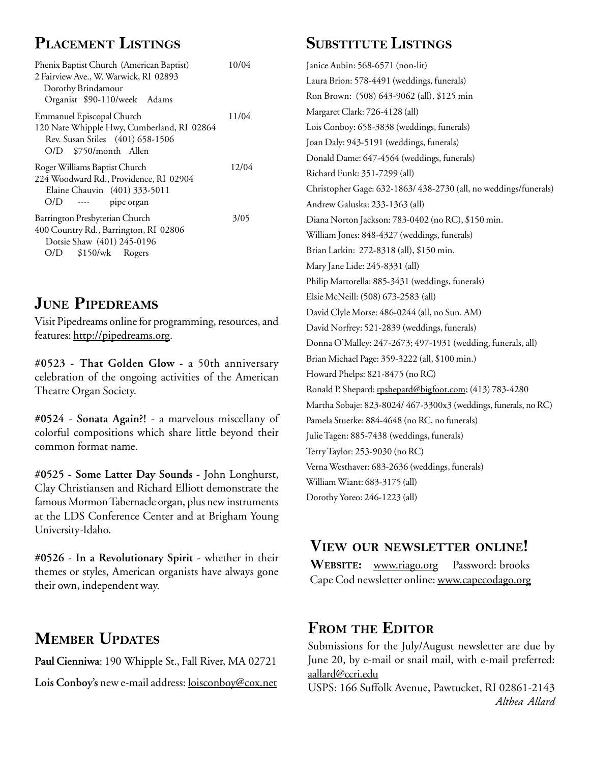## Placement Listings

Phenix Baptist Church (American Baptist) 10/04
2 Fairview Ave., W. Warwick, RI 02893
Dorothy Brindamour
Organist $90-110/week Adams

Emmanuel Episcopal Church 11/04
120 Nate Whipple Hwy, Cumberland, RI 02864
Rev. Susan Stiles (401) 658-1506
O/D $750/month Allen

Roger Williams Baptist Church 12/04
224 Woodward Rd., Providence, RI 02904
Elaine Chauvin (401) 333-5011
O/D ---- pipe organ

Barrington Presbyterian Church 3/05
400 Country Rd., Barrington, RI 02806
Dotsie Shaw (401) 245-0196
O/D $150/wk Rogers

## June Pipedreams

Visit Pipedreams online for programming, resources, and features: http://pipedreams.org.

**#0523 - That Golden Glow** - a 50th anniversary celebration of the ongoing activities of the American Theatre Organ Society.

**#0524 - Sonata Again?!** - a marvelous miscellany of colorful compositions which share little beyond their common format name.

**#0525 - Some Latter Day Sounds** - John Longhurst, Clay Christiansen and Richard Elliott demonstrate the famous Mormon Tabernacle organ, plus new instruments at the LDS Conference Center and at Brigham Young University-Idaho.

**#0526 - In a Revolutionary Spirit** - whether in their themes or styles, American organists have always gone their own, independent way.

## Member Updates

**Paul Cienniwa**: 190 Whipple St., Fall River, MA 02721

**Lois Conboy's** new e-mail address: loisconboy@cox.net

## Substitute Listings

Janice Aubin: 568-6571 (non-lit)
Laura Brion: 578-4491 (weddings, funerals)
Ron Brown: (508) 643-9062 (all), $125 min
Margaret Clark: 726-4128 (all)
Lois Conboy: 658-3838 (weddings, funerals)
Joan Daly: 943-5191 (weddings, funerals)
Donald Dame: 647-4564 (weddings, funerals)
Richard Funk: 351-7299 (all)
Christopher Gage: 632-1863/ 438-2730 (all, no weddings/funerals)
Andrew Galuska: 233-1363 (all)
Diana Norton Jackson: 783-0402 (no RC), $150 min.
William Jones: 848-4327 (weddings, funerals)
Brian Larkin: 272-8318 (all), $150 min.
Mary Jane Lide: 245-8331 (all)
Philip Martorella: 885-3431 (weddings, funerals)
Elsie McNeill: (508) 673-2583 (all)
David Clyle Morse: 486-0244 (all, no Sun. AM)
David Norfrey: 521-2839 (weddings, funerals)
Donna O'Malley: 247-2673; 497-1931 (wedding, funerals, all)
Brian Michael Page: 359-3222 (all, $100 min.)
Howard Phelps: 821-8475 (no RC)
Ronald P. Shepard: rpshepard@bigfoot.com; (413) 783-4280
Martha Sobaje: 823-8024/ 467-3300x3 (weddings, funerals, no RC)
Pamela Stuerke: 884-4648 (no RC, no funerals)
Julie Tagen: 885-7438 (weddings, funerals)
Terry Taylor: 253-9030 (no RC)
Verna Westhaver: 683-2636 (weddings, funerals)
William Wiant: 683-3175 (all)
Dorothy Yoreo: 246-1223 (all)

## View our newsletter online!

**Website:** www.riago.org Password: brooks
Cape Cod newsletter online: www.capecodago.org

## From the Editor

Submissions for the July/August newsletter are due by June 20, by e-mail or snail mail, with e-mail preferred: aallard@ccri.edu
USPS: 166 Suffolk Avenue, Pawtucket, RI 02861-2143

*Althea Allard*